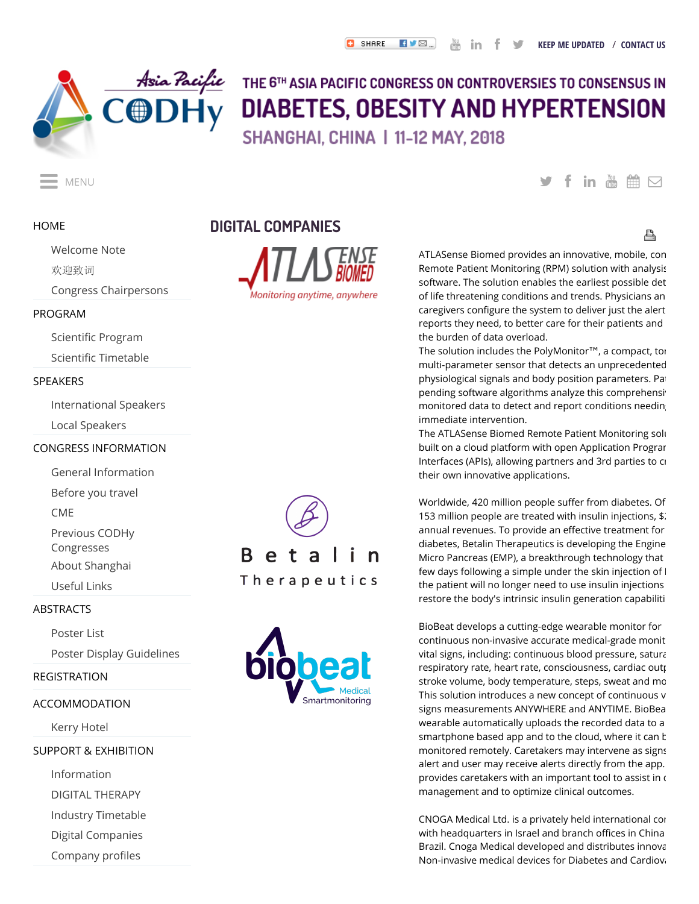SHARE | KEEP ME UPDATED / CONTACT US

# THE 6TH ASIA PACIFIC CONGRESS ON CONTROVERSIES TO CONSENSUS IN DIABETES, OBESITY AND HYPERTENSION

SHANGHAI, CHINA | 11-12 MAY, 2018

MENU

- HOME
  - Welcome Note
  - 欢迎致词
  - Congress Chairpersons
- PROGRAM
  - Scientific Program
  - Scientific Timetable
- SPEAKERS
  - International Speakers
  - Local Speakers
- CONGRESS INFORMATION
  - General Information
  - Before you travel
  - CME
  - Previous CODHy Congresses
  - About Shanghai
  - Useful Links
- ABSTRACTS
  - Poster List
  - Poster Display Guidelines
- REGISTRATION
- ACCOMMODATION
  - Kerry Hotel
- SUPPORT & EXHIBITION
  - Information
  - DIGITAL THERAPY
  - Industry Timetable
  - Digital Companies
  - Company profiles

## DIGITAL COMPANIES

ATLASENSE BIOMED
Monitoring anytime, anywhere

ATLASense Biomed provides an innovative, mobile, con Remote Patient Monitoring (RPM) solution with analysis software. The solution enables the earliest possible det of life threatening conditions and trends. Physicians an caregivers configure the system to deliver just the alert reports they need, to better care for their patients and the burden of data overload.
The solution includes the PolyMonitor™, a compact, to multi-parameter sensor that detects an unprecedented physiological signals and body position parameters. Pa pending software algorithms analyze this comprehensi monitored data to detect and report conditions needin immediate intervention.
The ATLASense Biomed Remote Patient Monitoring sol built on a cloud platform with open Application Progra Interfaces (APIs), allowing partners and 3rd parties to c their own innovative applications.

Betalin Therapeutics

Worldwide, 420 million people suffer from diabetes. Of 153 million people are treated with insulin injections, $ annual revenues. To provide an effective treatment for diabetes, Betalin Therapeutics is developing the Engine Micro Pancreas (EMP), a breakthrough technology that few days following a simple under the skin injection of the patient will no longer need to use insulin injections restore the body's intrinsic insulin generation capabiliti

biobeat Medical Smartmonitoring

BioBeat develops a cutting-edge wearable monitor for continuous non-invasive accurate medical-grade monit vital signs, including: continuous blood pressure, satura respiratory rate, heart rate, consciousness, cardiac outp stroke volume, body temperature, steps, sweat and mo This solution introduces a new concept of continuous v signs measurements ANYWHERE and ANYTIME. BioBea wearable automatically uploads the recorded data to a smartphone based app and to the cloud, where it can b monitored remotely. Caretakers may intervene as signs alert and user may receive alerts directly from the app. provides caretakers with an important tool to assist in management and to optimize clinical outcomes.

CNOGA Medical Ltd. is a privately held international co with headquarters in Israel and branch offices in China Brazil. Cnoga Medical developed and distributes innova Non-invasive medical devices for Diabetes and Cardiov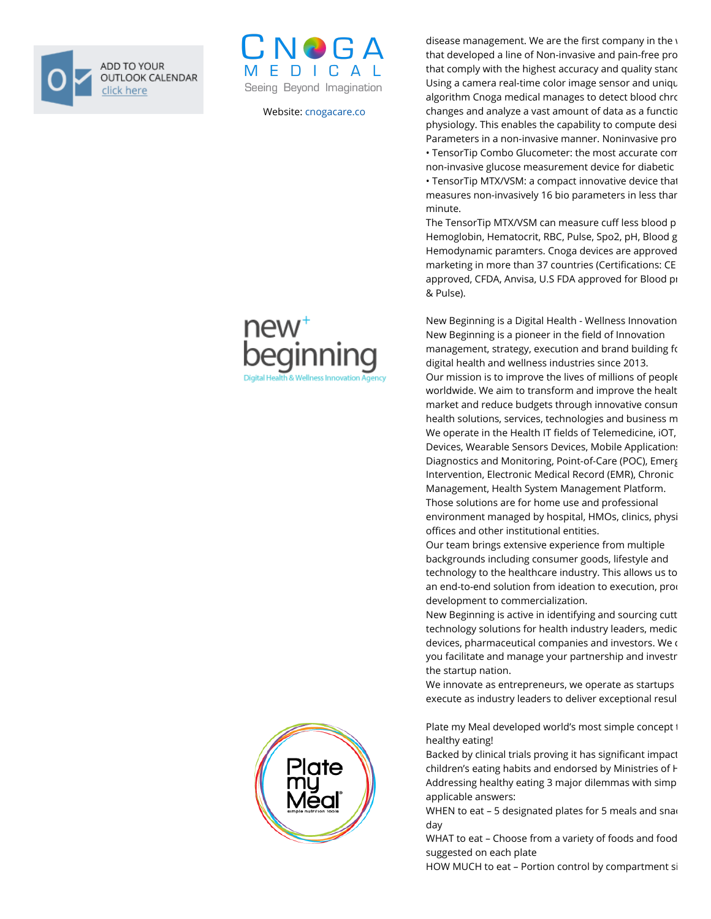ADD TO YOUR OUTLOOK CALENDAR click here

CNOGA MEDICAL
Seeing Beyond Imagination

Website: cnogacare.co

disease management. We are the first company in the v
that developed a line of Non-invasive and pain-free pro
that comply with the highest accuracy and quality stanc
Using a camera real-time color image sensor and uniqu
algorithm Cnoga medical manages to detect blood chrc
changes and analyze a vast amount of data as a functio
physiology. This enables the capability to compute desi
Parameters in a non-invasive manner. Noninvasive pro

- TensorTip Combo Glucometer: the most accurate com non-invasive glucose measurement device for diabetic
- TensorTip MTX/VSM: a compact innovative device that measures non-invasively 16 bio parameters in less thar minute.

The TensorTip MTX/VSM can measure cuff less blood p
Hemoglobin, Hematocrit, RBC, Pulse, Spo2, pH, Blood g
Hemodynamic paramters. Cnoga devices are approved
marketing in more than 37 countries (Certifications: CE
approved, CFDA, Anvisa, U.S FDA approved for Blood pr
& Pulse).

new+ beginning
Digital Health & Wellness Innovation Agency

New Beginning is a Digital Health - Wellness Innovation
New Beginning is a pioneer in the field of Innovation
management, strategy, execution and brand building fc
digital health and wellness industries since 2013.
Our mission is to improve the lives of millions of people
worldwide. We aim to transform and improve the healt
market and reduce budgets through innovative consun
health solutions, services, technologies and business m
We operate in the Health IT fields of Telemedicine, iOT,
Devices, Wearable Sensors Devices, Mobile Applications
Diagnostics and Monitoring, Point-of-Care (POC), Emerg
Intervention, Electronic Medical Record (EMR), Chronic
Management, Health System Management Platform.
Those solutions are for home use and professional
environment managed by hospital, HMOs, clinics, physi
offices and other institutional entities.
Our team brings extensive experience from multiple
backgrounds including consumer goods, lifestyle and
technology to the healthcare industry. This allows us to
an end-to-end solution from ideation to execution, proc
development to commercialization.
New Beginning is active in identifying and sourcing cutt
technology solutions for health industry leaders, medic
devices, pharmaceutical companies and investors. We c
you facilitate and manage your partnership and investr
the startup nation.
We innovate as entrepreneurs, we operate as startups
execute as industry leaders to deliver exceptional resul

Plate my Meal
simple nutrition tools

Plate my Meal developed world's most simple concept t
healthy eating!
Backed by clinical trials proving it has significant impact
children's eating habits and endorsed by Ministries of H
Addressing healthy eating 3 major dilemmas with simp
applicable answers:
WHEN to eat – 5 designated plates for 5 meals and snac
day
WHAT to eat – Choose from a variety of foods and food
suggested on each plate
HOW MUCH to eat – Portion control by compartment si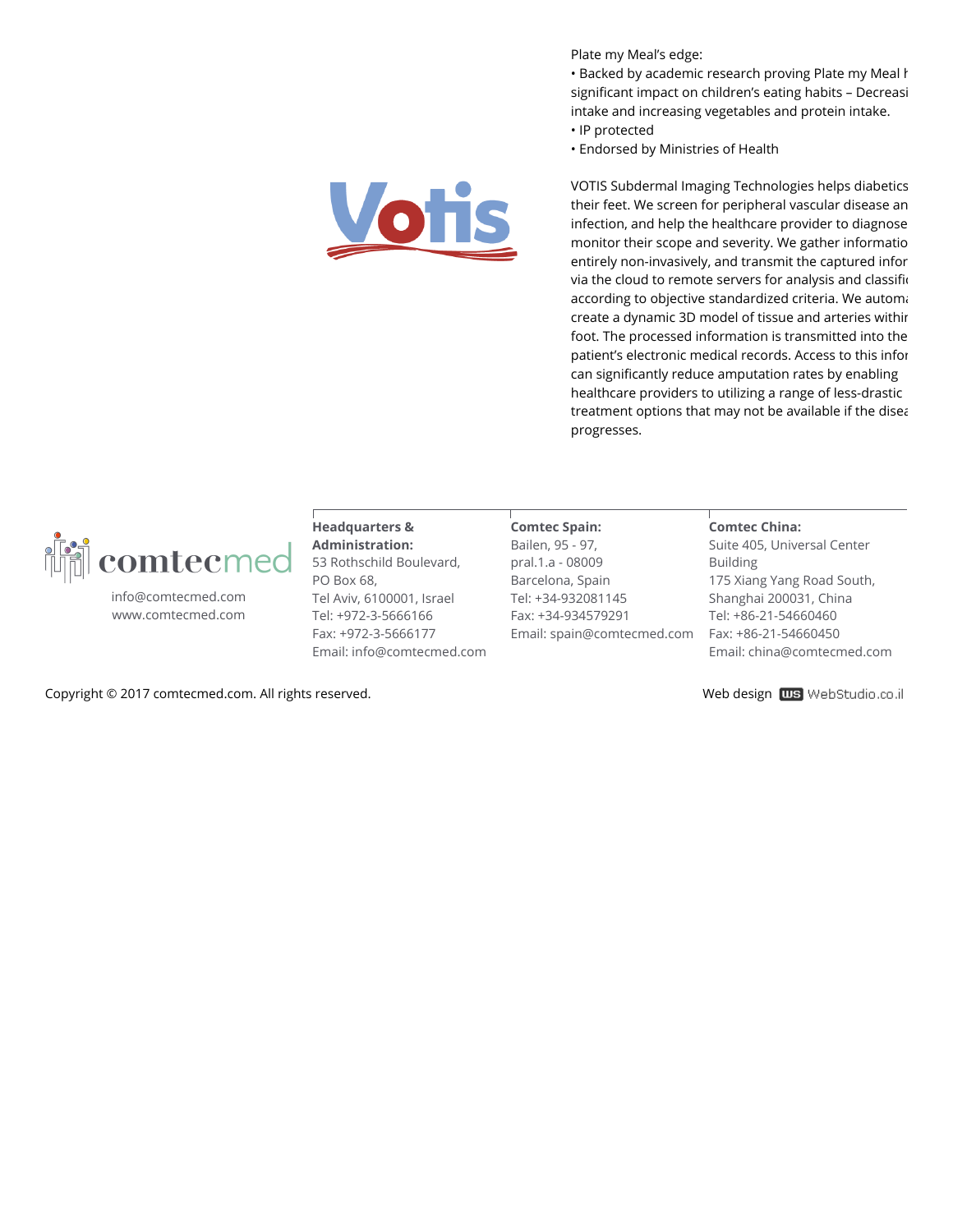Plate my Meal's edge:

• Backed by academic research proving Plate my Meal h significant impact on children's eating habits – Decreasi intake and increasing vegetables and protein intake.
• IP protected
• Endorsed by Ministries of Health

VOTIS Subdermal Imaging Technologies helps diabetics their feet. We screen for peripheral vascular disease an infection, and help the healthcare provider to diagnose monitor their scope and severity. We gather informatio entirely non-invasively, and transmit the captured infor via the cloud to remote servers for analysis and classifi according to objective standardized criteria. We automa create a dynamic 3D model of tissue and arteries withir foot. The processed information is transmitted into the patient's electronic medical records. Access to this infor can significantly reduce amputation rates by enabling healthcare providers to utilizing a range of less-drastic treatment options that may not be available if the disea progresses.

comtecmed

info@comtecmed.com
www.comtecmed.com

**Headquarters & Administration:**
53 Rothschild Boulevard,
PO Box 68,
Tel Aviv, 6100001, Israel
Tel: +972-3-5666166
Fax: +972-3-5666177
Email: info@comtecmed.com

**Comtec Spain:**
Bailen, 95 - 97,
pral.1.a - 08009
Barcelona, Spain
Tel: +34-932081145
Fax: +34-934579291
Email: spain@comtecmed.com

**Comtec China:**
Suite 405, Universal Center Building
175 Xiang Yang Road South,
Shanghai 200031, China
Tel: +86-21-54660460
Fax: +86-21-54660450
Email: china@comtecmed.com

Copyright © 2017 comtecmed.com. All rights reserved.

Web design WS WebStudio.co.il